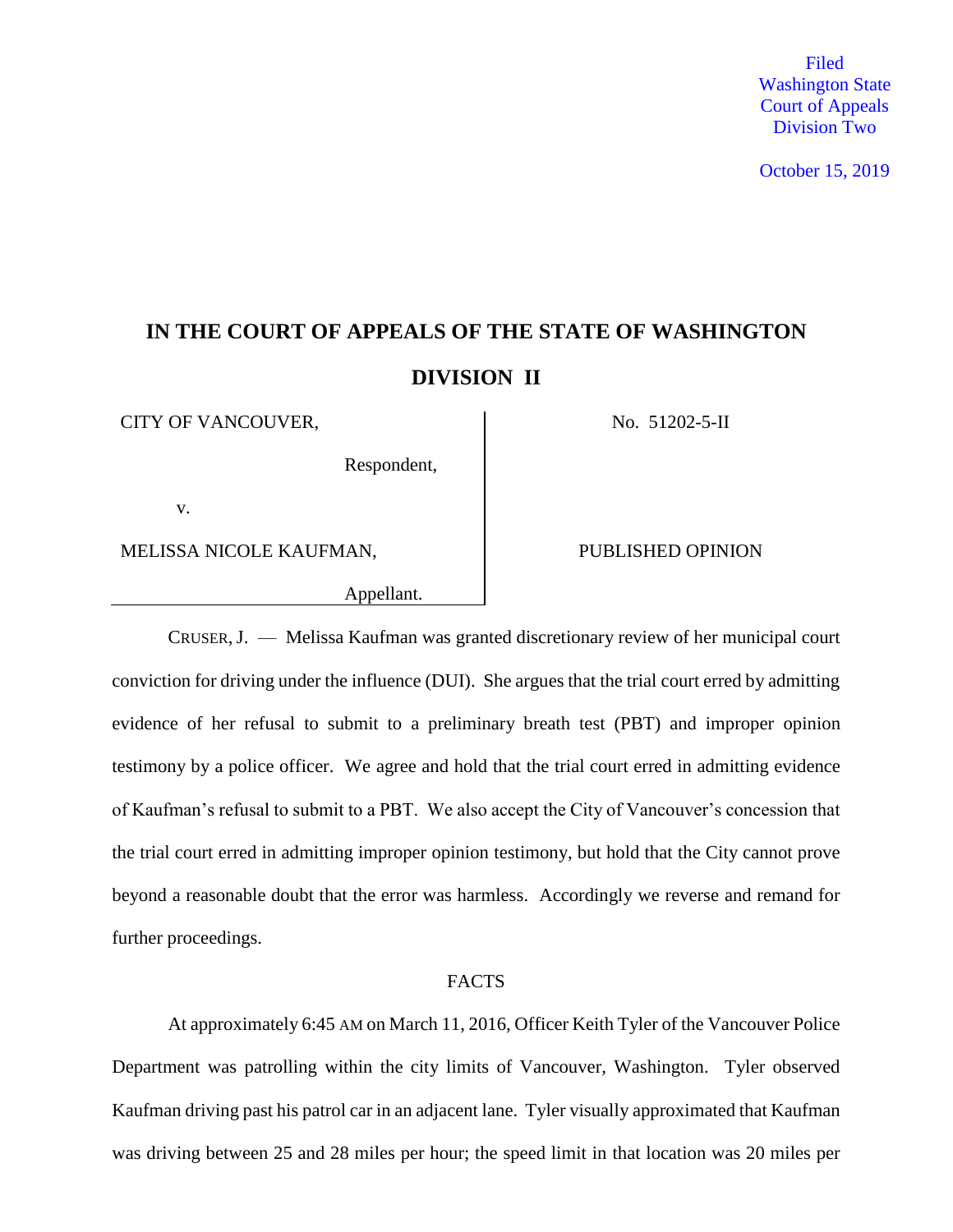Filed
Washington State
Court of Appeals
Division Two

October 15, 2019

# IN THE COURT OF APPEALS OF THE STATE OF WASHINGTON

## DIVISION II

| | |
|---|---|
| CITY OF VANCOUVER,<br><br>Respondent,<br><br>v.<br><br>MELISSA NICOLE KAUFMAN,<br><br>Appellant. | No. 51202-5-II<br><br><br><br>PUBLISHED OPINION |

CRUSER, J. — Melissa Kaufman was granted discretionary review of her municipal court conviction for driving under the influence (DUI). She argues that the trial court erred by admitting evidence of her refusal to submit to a preliminary breath test (PBT) and improper opinion testimony by a police officer. We agree and hold that the trial court erred in admitting evidence of Kaufman's refusal to submit to a PBT. We also accept the City of Vancouver's concession that the trial court erred in admitting improper opinion testimony, but hold that the City cannot prove beyond a reasonable doubt that the error was harmless. Accordingly we reverse and remand for further proceedings.

FACTS

At approximately 6:45 AM on March 11, 2016, Officer Keith Tyler of the Vancouver Police Department was patrolling within the city limits of Vancouver, Washington. Tyler observed Kaufman driving past his patrol car in an adjacent lane. Tyler visually approximated that Kaufman was driving between 25 and 28 miles per hour; the speed limit in that location was 20 miles per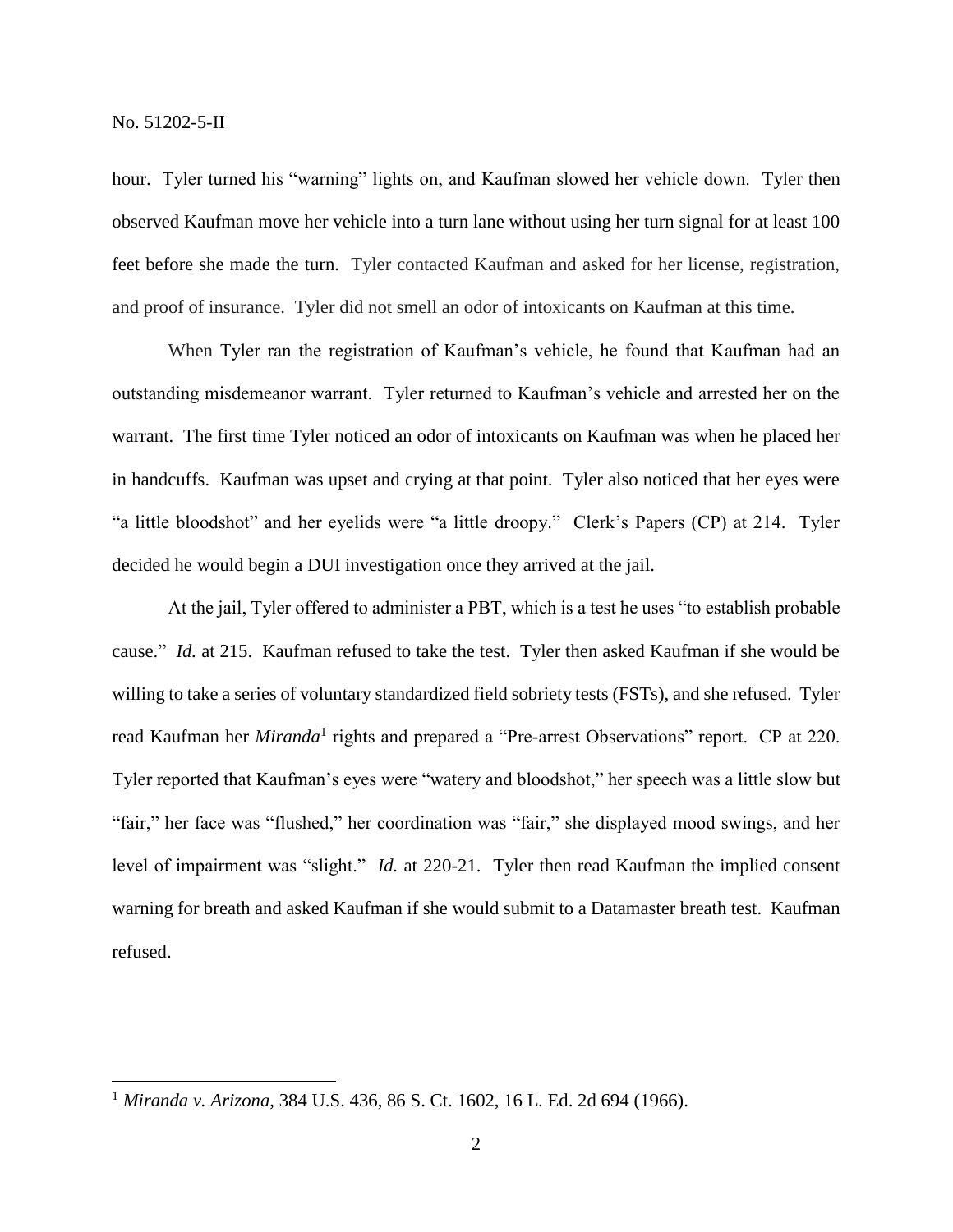hour. Tyler turned his "warning" lights on, and Kaufman slowed her vehicle down. Tyler then observed Kaufman move her vehicle into a turn lane without using her turn signal for at least 100 feet before she made the turn. Tyler contacted Kaufman and asked for her license, registration, and proof of insurance. Tyler did not smell an odor of intoxicants on Kaufman at this time.

When Tyler ran the registration of Kaufman's vehicle, he found that Kaufman had an outstanding misdemeanor warrant. Tyler returned to Kaufman's vehicle and arrested her on the warrant. The first time Tyler noticed an odor of intoxicants on Kaufman was when he placed her in handcuffs. Kaufman was upset and crying at that point. Tyler also noticed that her eyes were "a little bloodshot" and her eyelids were "a little droopy." Clerk's Papers (CP) at 214. Tyler decided he would begin a DUI investigation once they arrived at the jail.

At the jail, Tyler offered to administer a PBT, which is a test he uses "to establish probable cause." *Id.* at 215. Kaufman refused to take the test. Tyler then asked Kaufman if she would be willing to take a series of voluntary standardized field sobriety tests (FSTs), and she refused. Tyler read Kaufman her *Miranda*[1] rights and prepared a "Pre-arrest Observations" report. CP at 220. Tyler reported that Kaufman's eyes were "watery and bloodshot," her speech was a little slow but "fair," her face was "flushed," her coordination was "fair," she displayed mood swings, and her level of impairment was "slight." *Id.* at 220-21. Tyler then read Kaufman the implied consent warning for breath and asked Kaufman if she would submit to a Datamaster breath test. Kaufman refused.

---

[1] *Miranda v. Arizona*, 384 U.S. 436, 86 S. Ct. 1602, 16 L. Ed. 2d 694 (1966).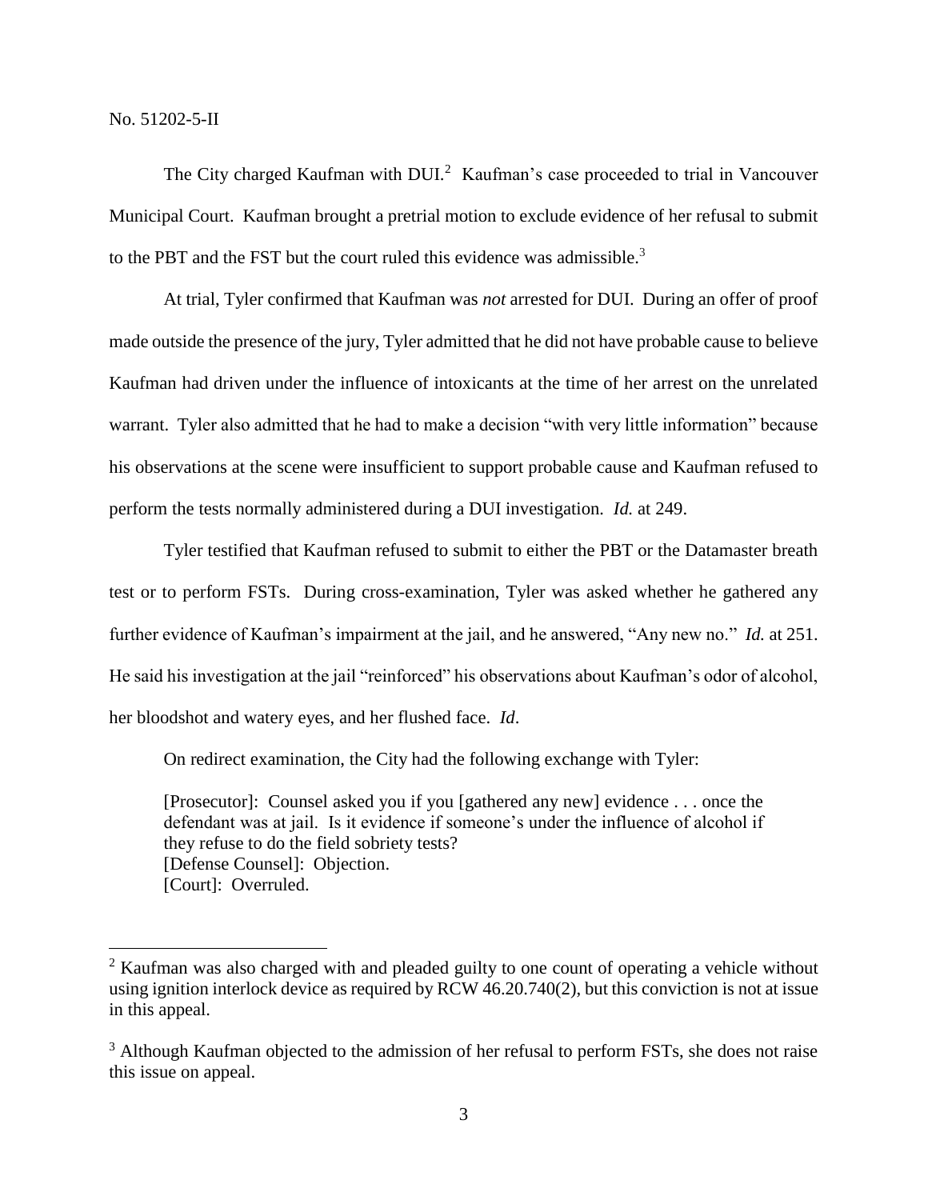The City charged Kaufman with DUI.[2] Kaufman's case proceeded to trial in Vancouver Municipal Court. Kaufman brought a pretrial motion to exclude evidence of her refusal to submit to the PBT and the FST but the court ruled this evidence was admissible.[3]

At trial, Tyler confirmed that Kaufman was *not* arrested for DUI. During an offer of proof made outside the presence of the jury, Tyler admitted that he did not have probable cause to believe Kaufman had driven under the influence of intoxicants at the time of her arrest on the unrelated warrant. Tyler also admitted that he had to make a decision "with very little information" because his observations at the scene were insufficient to support probable cause and Kaufman refused to perform the tests normally administered during a DUI investigation. *Id.* at 249.

Tyler testified that Kaufman refused to submit to either the PBT or the Datamaster breath test or to perform FSTs. During cross-examination, Tyler was asked whether he gathered any further evidence of Kaufman's impairment at the jail, and he answered, "Any new no." *Id.* at 251. He said his investigation at the jail "reinforced" his observations about Kaufman's odor of alcohol, her bloodshot and watery eyes, and her flushed face. *Id*.

On redirect examination, the City had the following exchange with Tyler:

> [Prosecutor]: Counsel asked you if you [gathered any new] evidence . . . once the defendant was at jail. Is it evidence if someone's under the influence of alcohol if they refuse to do the field sobriety tests?
> [Defense Counsel]: Objection.
> [Court]: Overruled.

---

[2] Kaufman was also charged with and pleaded guilty to one count of operating a vehicle without using ignition interlock device as required by RCW 46.20.740(2), but this conviction is not at issue in this appeal.

[3] Although Kaufman objected to the admission of her refusal to perform FSTs, she does not raise this issue on appeal.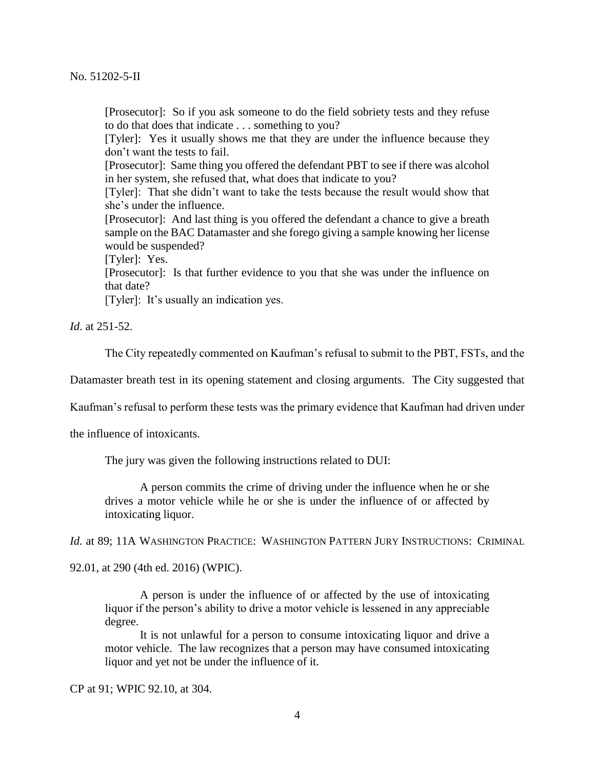> [Prosecutor]: So if you ask someone to do the field sobriety tests and they refuse to do that does that indicate . . . something to you?
> [Tyler]: Yes it usually shows me that they are under the influence because they don't want the tests to fail.
> [Prosecutor]: Same thing you offered the defendant PBT to see if there was alcohol in her system, she refused that, what does that indicate to you?
> [Tyler]: That she didn't want to take the tests because the result would show that she's under the influence.
> [Prosecutor]: And last thing is you offered the defendant a chance to give a breath sample on the BAC Datamaster and she forego giving a sample knowing her license would be suspended?
> [Tyler]: Yes.
> [Prosecutor]: Is that further evidence to you that she was under the influence on that date?
> [Tyler]: It's usually an indication yes.

*Id*. at 251-52.

The City repeatedly commented on Kaufman's refusal to submit to the PBT, FSTs, and the Datamaster breath test in its opening statement and closing arguments. The City suggested that Kaufman's refusal to perform these tests was the primary evidence that Kaufman had driven under the influence of intoxicants.

The jury was given the following instructions related to DUI:

> A person commits the crime of driving under the influence when he or she drives a motor vehicle while he or she is under the influence of or affected by intoxicating liquor.

*Id.* at 89; 11A WASHINGTON PRACTICE: WASHINGTON PATTERN JURY INSTRUCTIONS: CRIMINAL 92.01, at 290 (4th ed. 2016) (WPIC).

> A person is under the influence of or affected by the use of intoxicating liquor if the person's ability to drive a motor vehicle is lessened in any appreciable degree.
>
> It is not unlawful for a person to consume intoxicating liquor and drive a motor vehicle. The law recognizes that a person may have consumed intoxicating liquor and yet not be under the influence of it.

CP at 91; WPIC 92.10, at 304.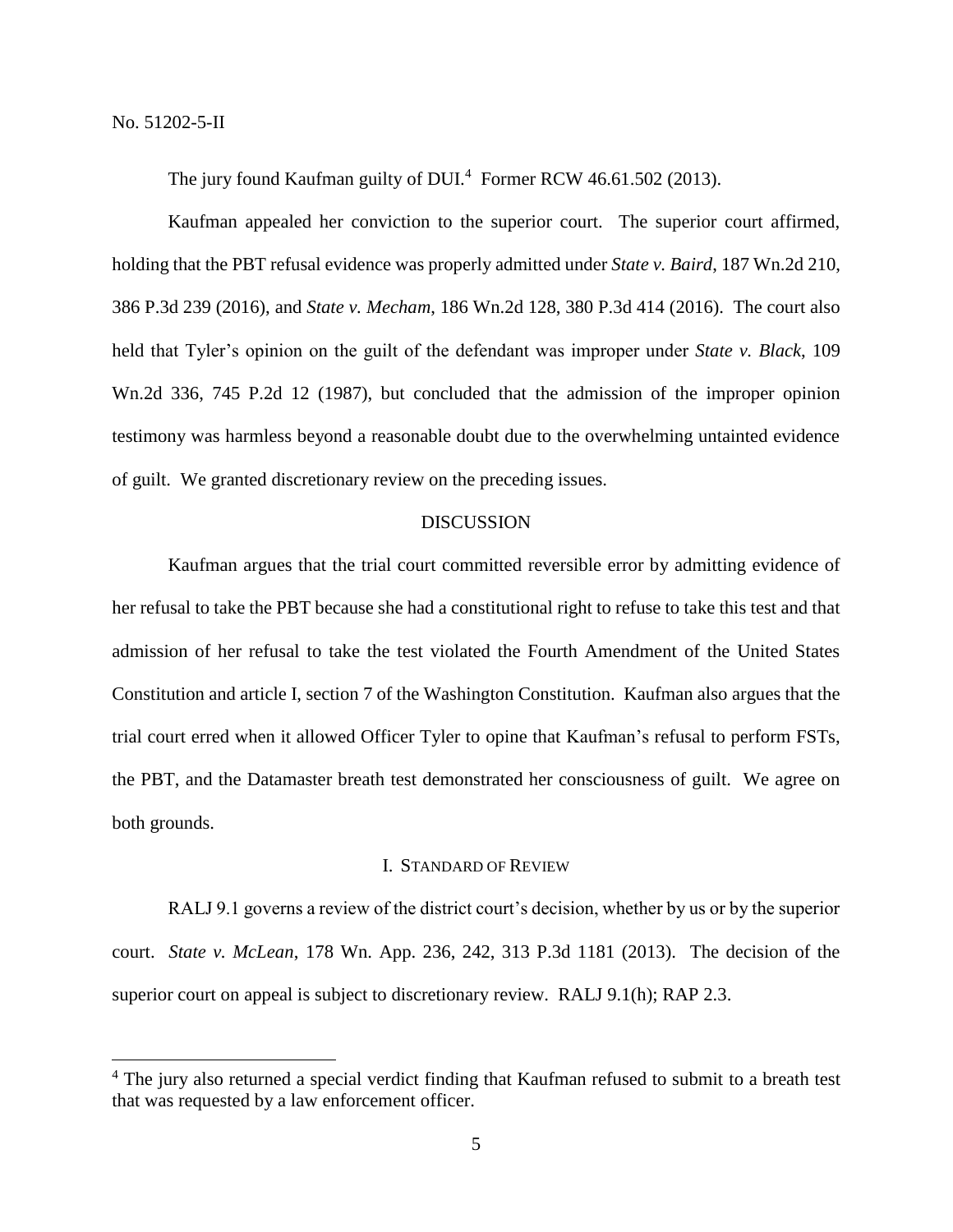The jury found Kaufman guilty of DUI.[4] Former RCW 46.61.502 (2013).

Kaufman appealed her conviction to the superior court. The superior court affirmed, holding that the PBT refusal evidence was properly admitted under *State v. Baird*, 187 Wn.2d 210, 386 P.3d 239 (2016), and *State v. Mecham*, 186 Wn.2d 128, 380 P.3d 414 (2016). The court also held that Tyler's opinion on the guilt of the defendant was improper under *State v. Black*, 109 Wn.2d 336, 745 P.2d 12 (1987), but concluded that the admission of the improper opinion testimony was harmless beyond a reasonable doubt due to the overwhelming untainted evidence of guilt. We granted discretionary review on the preceding issues.

## DISCUSSION

Kaufman argues that the trial court committed reversible error by admitting evidence of her refusal to take the PBT because she had a constitutional right to refuse to take this test and that admission of her refusal to take the test violated the Fourth Amendment of the United States Constitution and article I, section 7 of the Washington Constitution. Kaufman also argues that the trial court erred when it allowed Officer Tyler to opine that Kaufman's refusal to perform FSTs, the PBT, and the Datamaster breath test demonstrated her consciousness of guilt. We agree on both grounds.

### I. STANDARD OF REVIEW

RALJ 9.1 governs a review of the district court's decision, whether by us or by the superior court. *State v. McLean*, 178 Wn. App. 236, 242, 313 P.3d 1181 (2013). The decision of the superior court on appeal is subject to discretionary review. RALJ 9.1(h); RAP 2.3.

---

[4] The jury also returned a special verdict finding that Kaufman refused to submit to a breath test that was requested by a law enforcement officer.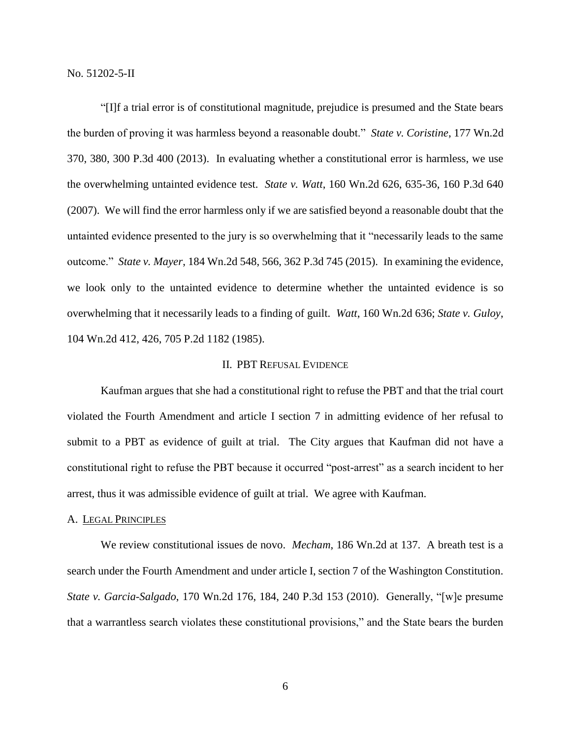"[I]f a trial error is of constitutional magnitude, prejudice is presumed and the State bears the burden of proving it was harmless beyond a reasonable doubt." *State v. Coristine*, 177 Wn.2d 370, 380, 300 P.3d 400 (2013). In evaluating whether a constitutional error is harmless, we use the overwhelming untainted evidence test. *State v. Watt*, 160 Wn.2d 626, 635-36, 160 P.3d 640 (2007). We will find the error harmless only if we are satisfied beyond a reasonable doubt that the untainted evidence presented to the jury is so overwhelming that it "necessarily leads to the same outcome." *State v. Mayer*, 184 Wn.2d 548, 566, 362 P.3d 745 (2015). In examining the evidence, we look only to the untainted evidence to determine whether the untainted evidence is so overwhelming that it necessarily leads to a finding of guilt. *Watt*, 160 Wn.2d 636; *State v. Guloy*, 104 Wn.2d 412, 426, 705 P.2d 1182 (1985).

## II. PBT Refusal Evidence

Kaufman argues that she had a constitutional right to refuse the PBT and that the trial court violated the Fourth Amendment and article I section 7 in admitting evidence of her refusal to submit to a PBT as evidence of guilt at trial. The City argues that Kaufman did not have a constitutional right to refuse the PBT because it occurred "post-arrest" as a search incident to her arrest, thus it was admissible evidence of guilt at trial. We agree with Kaufman.

### A. Legal Principles

We review constitutional issues de novo. *Mecham*, 186 Wn.2d at 137. A breath test is a search under the Fourth Amendment and under article I, section 7 of the Washington Constitution. *State v. Garcia-Salgado*, 170 Wn.2d 176, 184, 240 P.3d 153 (2010). Generally, "[w]e presume that a warrantless search violates these constitutional provisions," and the State bears the burden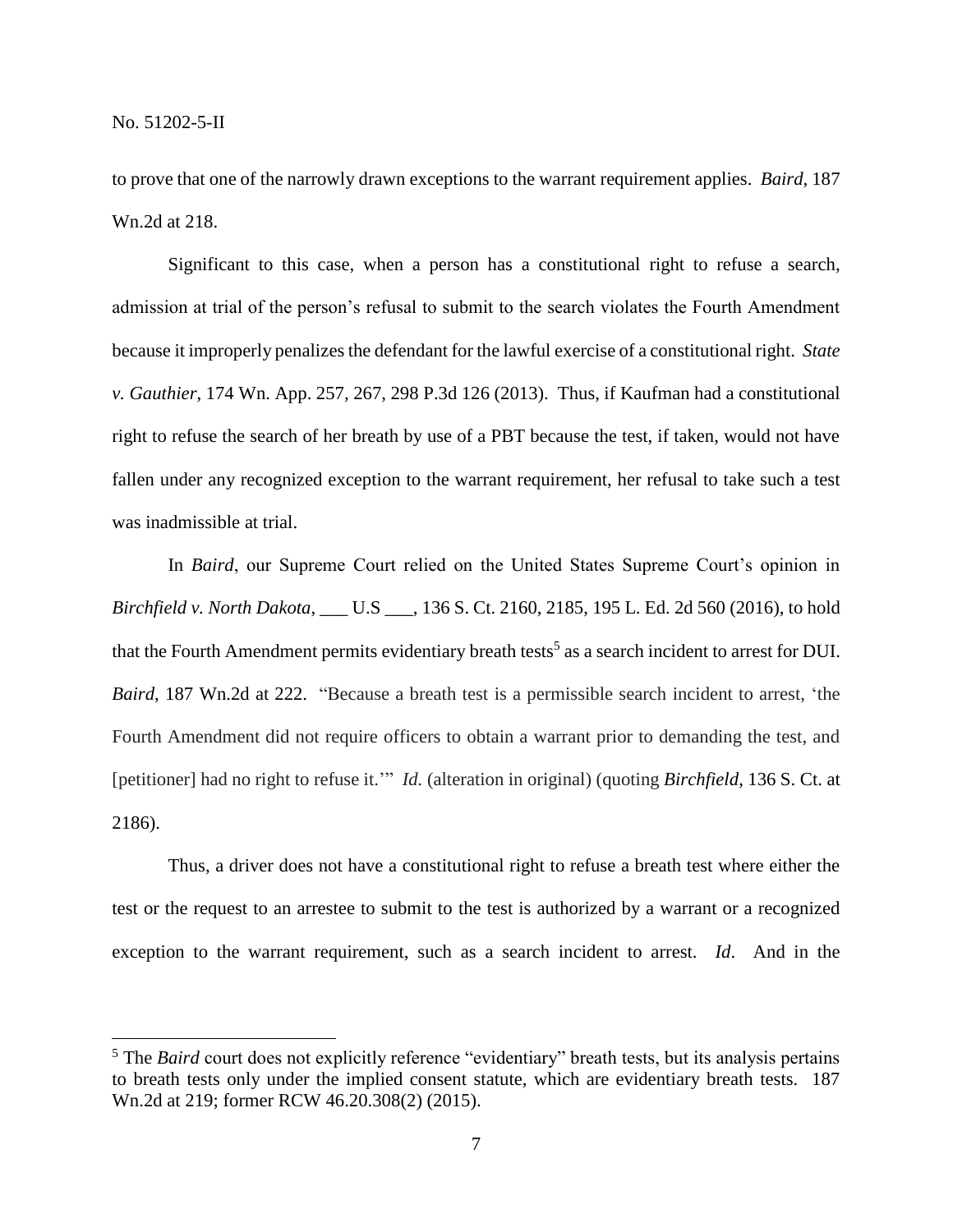to prove that one of the narrowly drawn exceptions to the warrant requirement applies. *Baird*, 187 Wn.2d at 218.

Significant to this case, when a person has a constitutional right to refuse a search, admission at trial of the person's refusal to submit to the search violates the Fourth Amendment because it improperly penalizes the defendant for the lawful exercise of a constitutional right. *State v. Gauthier*, 174 Wn. App. 257, 267, 298 P.3d 126 (2013). Thus, if Kaufman had a constitutional right to refuse the search of her breath by use of a PBT because the test, if taken, would not have fallen under any recognized exception to the warrant requirement, her refusal to take such a test was inadmissible at trial.

In *Baird*, our Supreme Court relied on the United States Supreme Court's opinion in *Birchfield v. North Dakota*, ___ U.S ___, 136 S. Ct. 2160, 2185, 195 L. Ed. 2d 560 (2016), to hold that the Fourth Amendment permits evidentiary breath tests[5] as a search incident to arrest for DUI. *Baird*, 187 Wn.2d at 222. "Because a breath test is a permissible search incident to arrest, 'the Fourth Amendment did not require officers to obtain a warrant prior to demanding the test, and [petitioner] had no right to refuse it.'" *Id.* (alteration in original) (quoting *Birchfield*, 136 S. Ct. at 2186).

Thus, a driver does not have a constitutional right to refuse a breath test where either the test or the request to an arrestee to submit to the test is authorized by a warrant or a recognized exception to the warrant requirement, such as a search incident to arrest. *Id*. And in the

---

[5] The *Baird* court does not explicitly reference "evidentiary" breath tests, but its analysis pertains to breath tests only under the implied consent statute, which are evidentiary breath tests. 187 Wn.2d at 219; former RCW 46.20.308(2) (2015).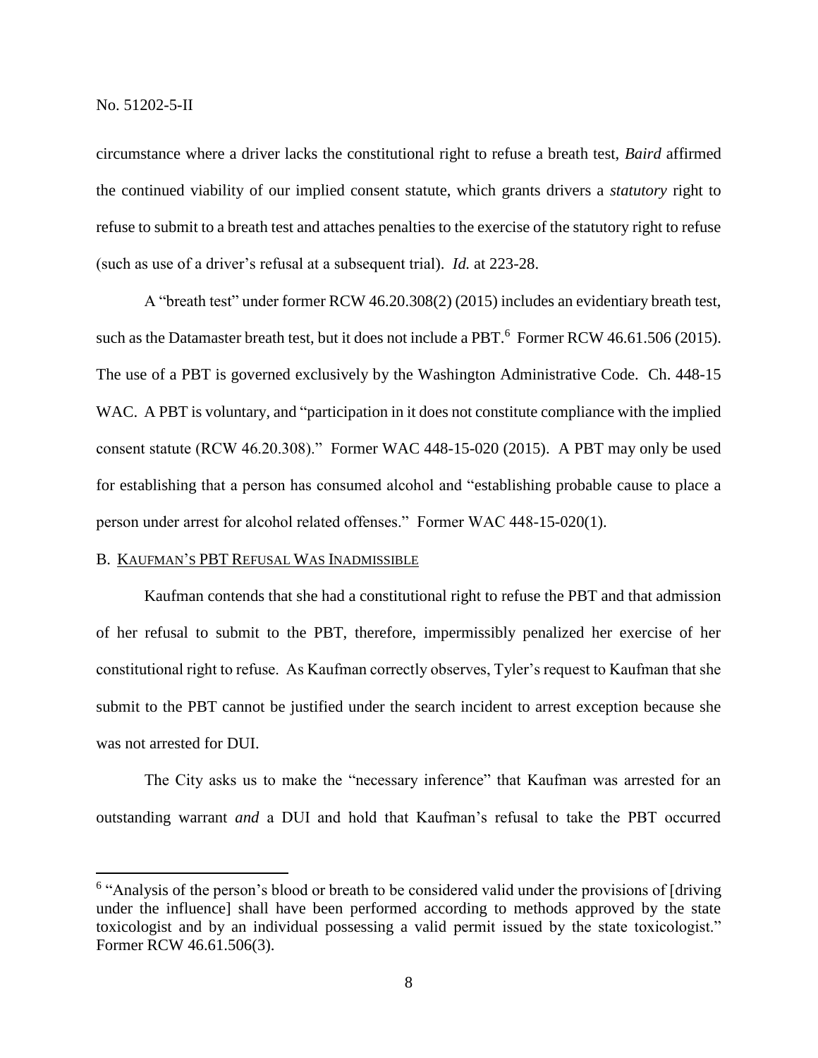circumstance where a driver lacks the constitutional right to refuse a breath test, *Baird* affirmed the continued viability of our implied consent statute, which grants drivers a *statutory* right to refuse to submit to a breath test and attaches penalties to the exercise of the statutory right to refuse (such as use of a driver's refusal at a subsequent trial). *Id.* at 223-28.

A "breath test" under former RCW 46.20.308(2) (2015) includes an evidentiary breath test, such as the Datamaster breath test, but it does not include a PBT.[6] Former RCW 46.61.506 (2015). The use of a PBT is governed exclusively by the Washington Administrative Code. Ch. 448-15 WAC. A PBT is voluntary, and "participation in it does not constitute compliance with the implied consent statute (RCW 46.20.308)." Former WAC 448-15-020 (2015). A PBT may only be used for establishing that a person has consumed alcohol and "establishing probable cause to place a person under arrest for alcohol related offenses." Former WAC 448-15-020(1).

### B. Kaufman's PBT Refusal Was Inadmissible

Kaufman contends that she had a constitutional right to refuse the PBT and that admission of her refusal to submit to the PBT, therefore, impermissibly penalized her exercise of her constitutional right to refuse. As Kaufman correctly observes, Tyler's request to Kaufman that she submit to the PBT cannot be justified under the search incident to arrest exception because she was not arrested for DUI.

The City asks us to make the "necessary inference" that Kaufman was arrested for an outstanding warrant *and* a DUI and hold that Kaufman's refusal to take the PBT occurred

---

[6] "Analysis of the person's blood or breath to be considered valid under the provisions of [driving under the influence] shall have been performed according to methods approved by the state toxicologist and by an individual possessing a valid permit issued by the state toxicologist." Former RCW 46.61.506(3).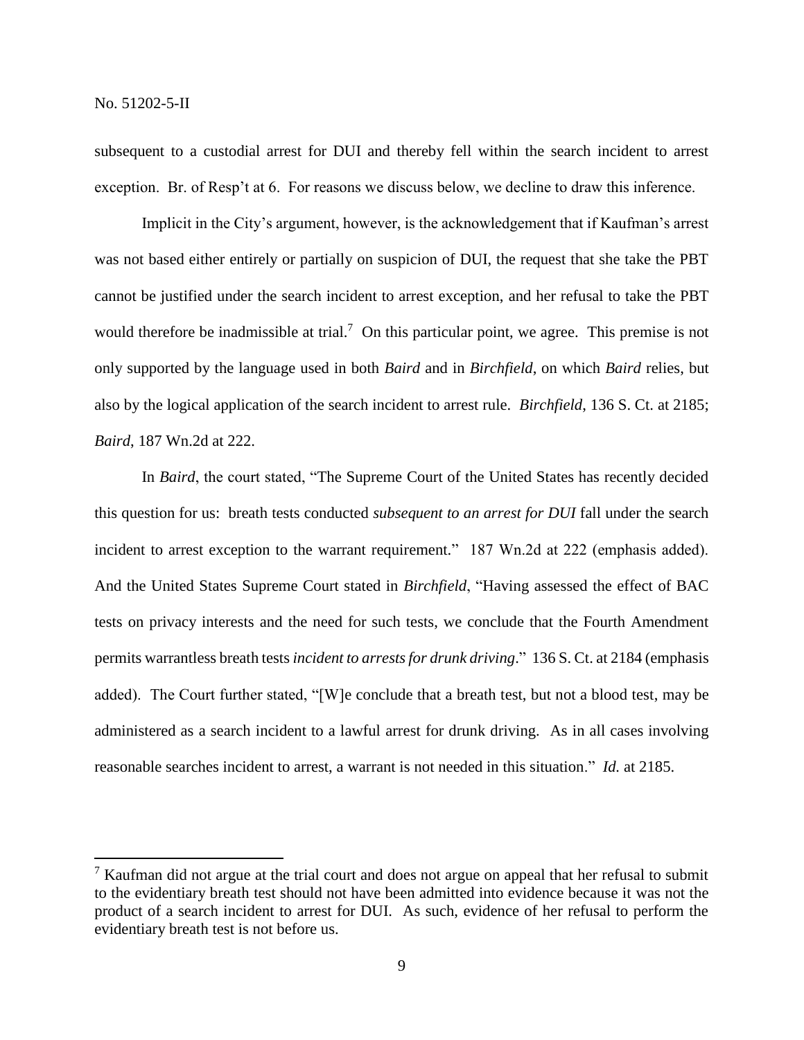subsequent to a custodial arrest for DUI and thereby fell within the search incident to arrest exception. Br. of Resp't at 6. For reasons we discuss below, we decline to draw this inference.

Implicit in the City's argument, however, is the acknowledgement that if Kaufman's arrest was not based either entirely or partially on suspicion of DUI, the request that she take the PBT cannot be justified under the search incident to arrest exception, and her refusal to take the PBT would therefore be inadmissible at trial.[7] On this particular point, we agree. This premise is not only supported by the language used in both *Baird* and in *Birchfield*, on which *Baird* relies, but also by the logical application of the search incident to arrest rule. *Birchfield*, 136 S. Ct. at 2185; *Baird*, 187 Wn.2d at 222.

In *Baird*, the court stated, "The Supreme Court of the United States has recently decided this question for us: breath tests conducted *subsequent to an arrest for DUI* fall under the search incident to arrest exception to the warrant requirement." 187 Wn.2d at 222 (emphasis added). And the United States Supreme Court stated in *Birchfield*, "Having assessed the effect of BAC tests on privacy interests and the need for such tests, we conclude that the Fourth Amendment permits warrantless breath tests *incident to arrests for drunk driving*." 136 S. Ct. at 2184 (emphasis added). The Court further stated, "[W]e conclude that a breath test, but not a blood test, may be administered as a search incident to a lawful arrest for drunk driving. As in all cases involving reasonable searches incident to arrest, a warrant is not needed in this situation." *Id.* at 2185.

---

[7] Kaufman did not argue at the trial court and does not argue on appeal that her refusal to submit to the evidentiary breath test should not have been admitted into evidence because it was not the product of a search incident to arrest for DUI. As such, evidence of her refusal to perform the evidentiary breath test is not before us.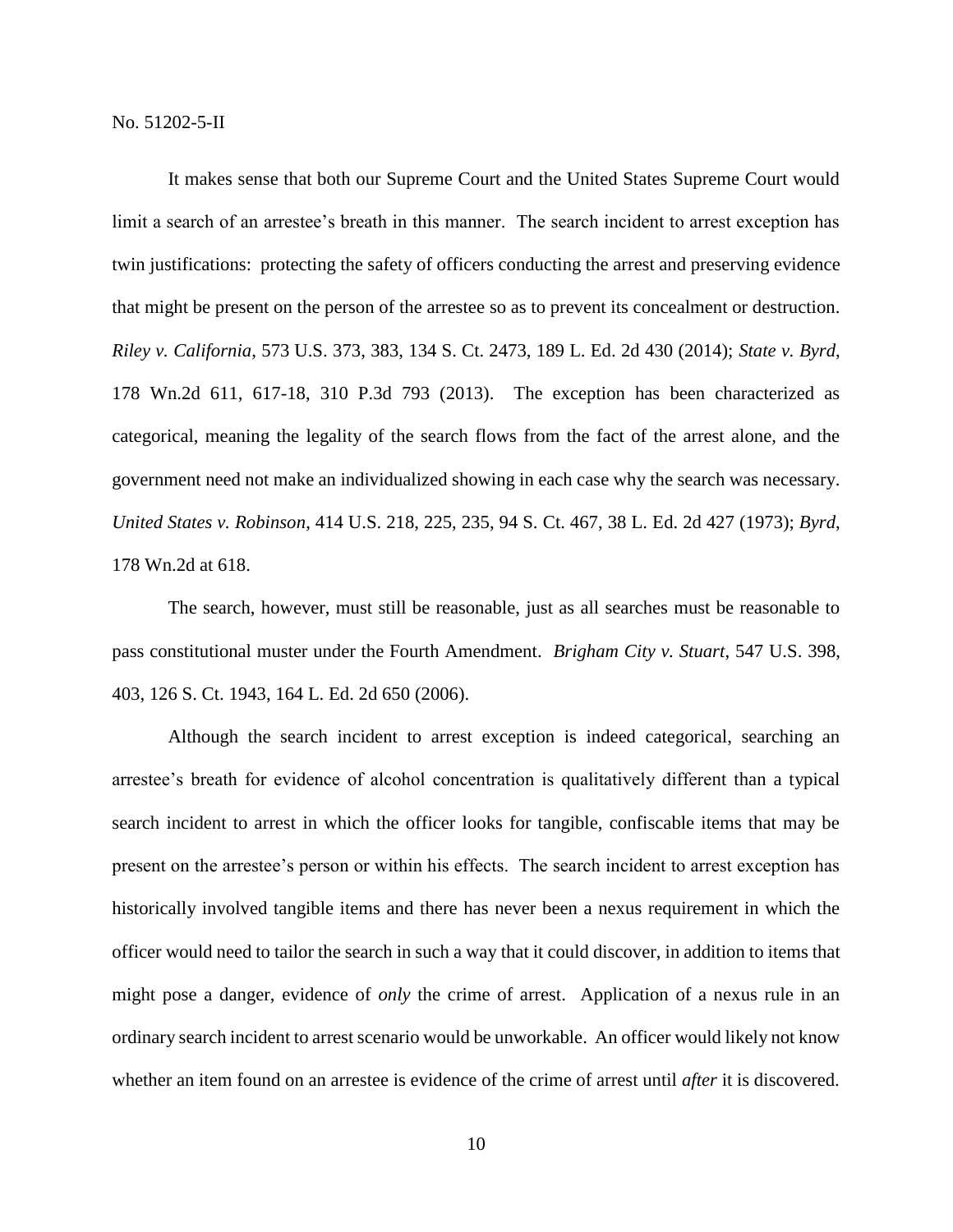It makes sense that both our Supreme Court and the United States Supreme Court would limit a search of an arrestee's breath in this manner. The search incident to arrest exception has twin justifications: protecting the safety of officers conducting the arrest and preserving evidence that might be present on the person of the arrestee so as to prevent its concealment or destruction. *Riley v. California*, 573 U.S. 373, 383, 134 S. Ct. 2473, 189 L. Ed. 2d 430 (2014); *State v. Byrd*, 178 Wn.2d 611, 617-18, 310 P.3d 793 (2013). The exception has been characterized as categorical, meaning the legality of the search flows from the fact of the arrest alone, and the government need not make an individualized showing in each case why the search was necessary. *United States v. Robinson*, 414 U.S. 218, 225, 235, 94 S. Ct. 467, 38 L. Ed. 2d 427 (1973); *Byrd*, 178 Wn.2d at 618.

The search, however, must still be reasonable, just as all searches must be reasonable to pass constitutional muster under the Fourth Amendment. *Brigham City v. Stuart*, 547 U.S. 398, 403, 126 S. Ct. 1943, 164 L. Ed. 2d 650 (2006).

Although the search incident to arrest exception is indeed categorical, searching an arrestee's breath for evidence of alcohol concentration is qualitatively different than a typical search incident to arrest in which the officer looks for tangible, confiscable items that may be present on the arrestee's person or within his effects. The search incident to arrest exception has historically involved tangible items and there has never been a nexus requirement in which the officer would need to tailor the search in such a way that it could discover, in addition to items that might pose a danger, evidence of *only* the crime of arrest. Application of a nexus rule in an ordinary search incident to arrest scenario would be unworkable. An officer would likely not know whether an item found on an arrestee is evidence of the crime of arrest until *after* it is discovered.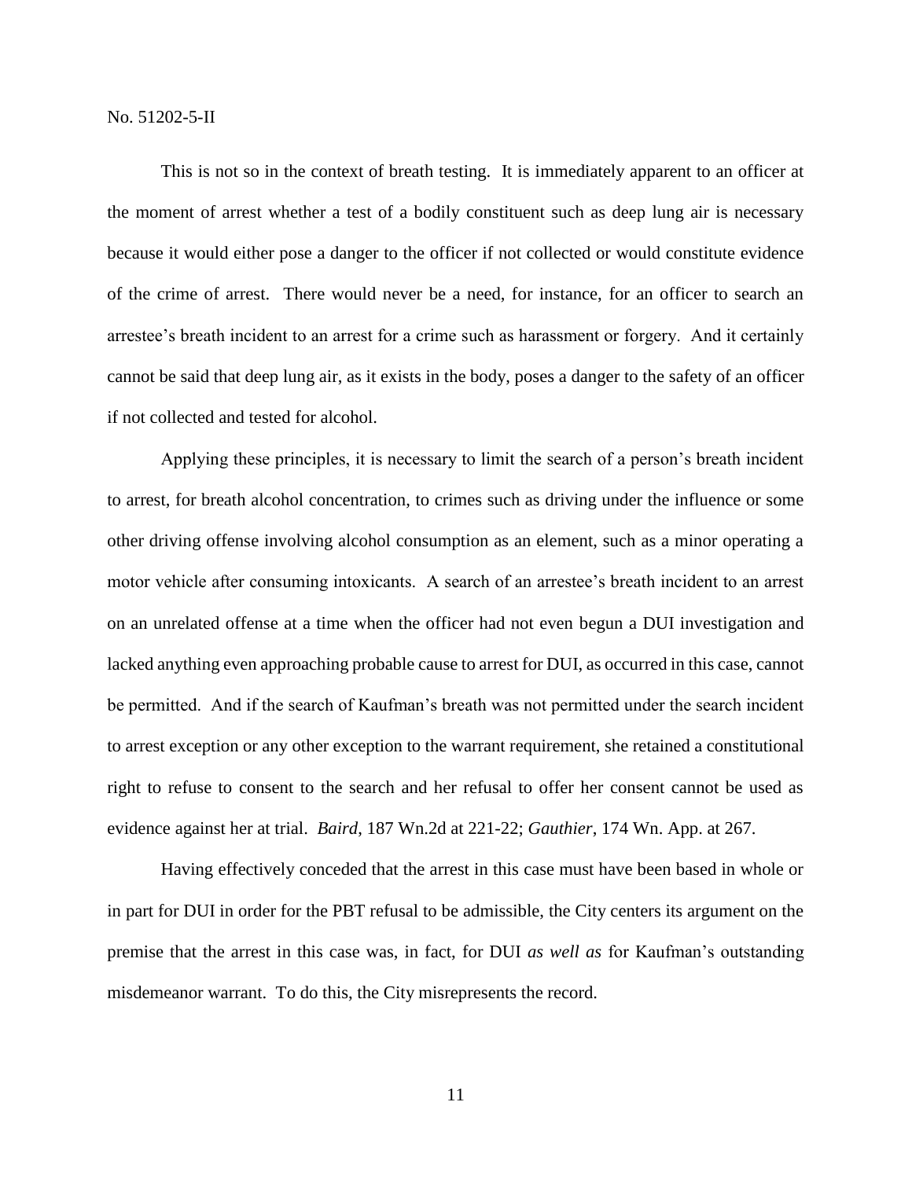This is not so in the context of breath testing. It is immediately apparent to an officer at the moment of arrest whether a test of a bodily constituent such as deep lung air is necessary because it would either pose a danger to the officer if not collected or would constitute evidence of the crime of arrest. There would never be a need, for instance, for an officer to search an arrestee's breath incident to an arrest for a crime such as harassment or forgery. And it certainly cannot be said that deep lung air, as it exists in the body, poses a danger to the safety of an officer if not collected and tested for alcohol.

Applying these principles, it is necessary to limit the search of a person's breath incident to arrest, for breath alcohol concentration, to crimes such as driving under the influence or some other driving offense involving alcohol consumption as an element, such as a minor operating a motor vehicle after consuming intoxicants. A search of an arrestee's breath incident to an arrest on an unrelated offense at a time when the officer had not even begun a DUI investigation and lacked anything even approaching probable cause to arrest for DUI, as occurred in this case, cannot be permitted. And if the search of Kaufman's breath was not permitted under the search incident to arrest exception or any other exception to the warrant requirement, she retained a constitutional right to refuse to consent to the search and her refusal to offer her consent cannot be used as evidence against her at trial. *Baird*, 187 Wn.2d at 221-22; *Gauthier*, 174 Wn. App. at 267.

Having effectively conceded that the arrest in this case must have been based in whole or in part for DUI in order for the PBT refusal to be admissible, the City centers its argument on the premise that the arrest in this case was, in fact, for DUI *as well as* for Kaufman's outstanding misdemeanor warrant. To do this, the City misrepresents the record.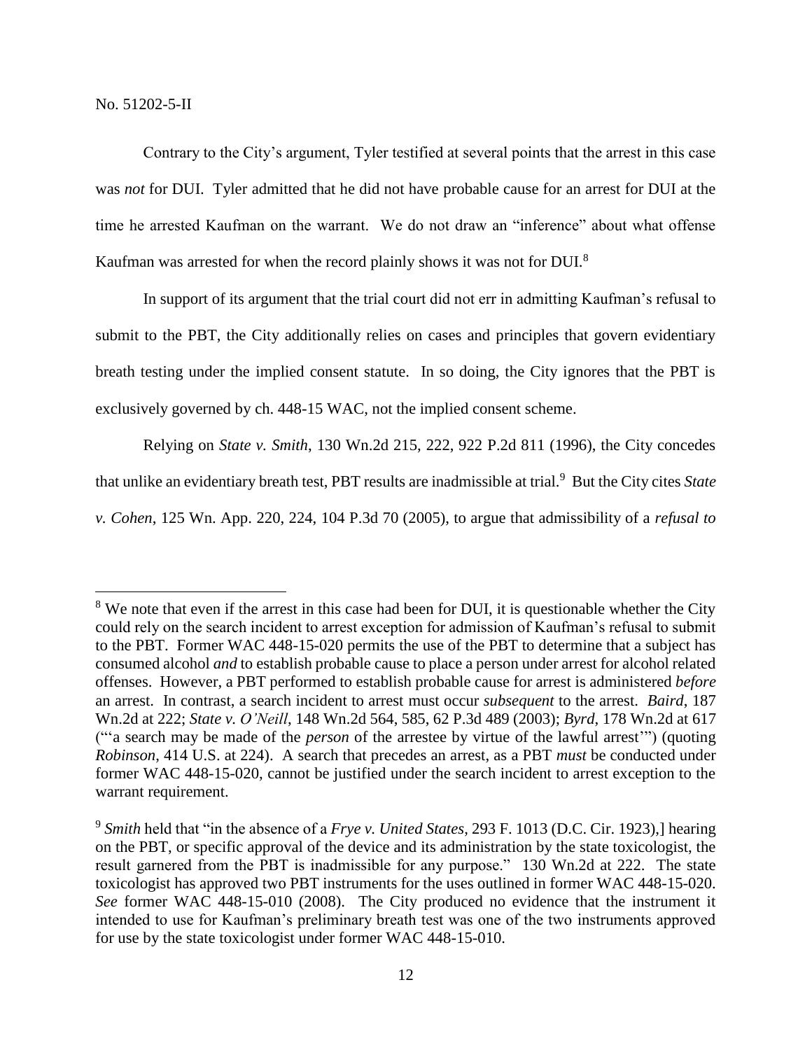Contrary to the City's argument, Tyler testified at several points that the arrest in this case was *not* for DUI. Tyler admitted that he did not have probable cause for an arrest for DUI at the time he arrested Kaufman on the warrant. We do not draw an "inference" about what offense Kaufman was arrested for when the record plainly shows it was not for DUI.[8]

In support of its argument that the trial court did not err in admitting Kaufman's refusal to submit to the PBT, the City additionally relies on cases and principles that govern evidentiary breath testing under the implied consent statute. In so doing, the City ignores that the PBT is exclusively governed by ch. 448-15 WAC, not the implied consent scheme.

Relying on *State v. Smith*, 130 Wn.2d 215, 222, 922 P.2d 811 (1996), the City concedes that unlike an evidentiary breath test, PBT results are inadmissible at trial.[9] But the City cites *State v. Cohen*, 125 Wn. App. 220, 224, 104 P.3d 70 (2005), to argue that admissibility of a *refusal to*

---

[8] We note that even if the arrest in this case had been for DUI, it is questionable whether the City could rely on the search incident to arrest exception for admission of Kaufman's refusal to submit to the PBT. Former WAC 448-15-020 permits the use of the PBT to determine that a subject has consumed alcohol *and* to establish probable cause to place a person under arrest for alcohol related offenses. However, a PBT performed to establish probable cause for arrest is administered *before* an arrest. In contrast, a search incident to arrest must occur *subsequent* to the arrest. *Baird*, 187 Wn.2d at 222; *State v. O'Neill*, 148 Wn.2d 564, 585, 62 P.3d 489 (2003); *Byrd*, 178 Wn.2d at 617 ("'a search may be made of the *person* of the arrestee by virtue of the lawful arrest'") (quoting *Robinson*, 414 U.S. at 224). A search that precedes an arrest, as a PBT *must* be conducted under former WAC 448-15-020, cannot be justified under the search incident to arrest exception to the warrant requirement.

[9] *Smith* held that "in the absence of a *Frye v. United States*, 293 F. 1013 (D.C. Cir. 1923),] hearing on the PBT, or specific approval of the device and its administration by the state toxicologist, the result garnered from the PBT is inadmissible for any purpose." 130 Wn.2d at 222. The state toxicologist has approved two PBT instruments for the uses outlined in former WAC 448-15-020. *See* former WAC 448-15-010 (2008). The City produced no evidence that the instrument it intended to use for Kaufman's preliminary breath test was one of the two instruments approved for use by the state toxicologist under former WAC 448-15-010.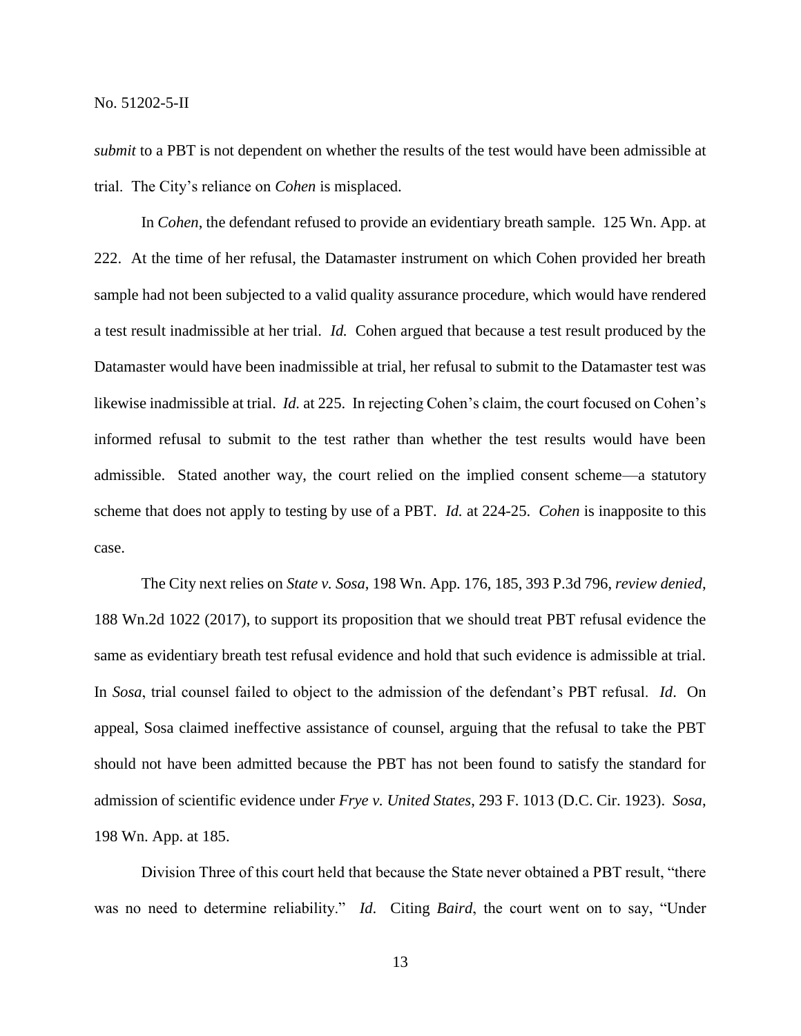*submit* to a PBT is not dependent on whether the results of the test would have been admissible at trial. The City's reliance on *Cohen* is misplaced.

In *Cohen*, the defendant refused to provide an evidentiary breath sample. 125 Wn. App. at 222. At the time of her refusal, the Datamaster instrument on which Cohen provided her breath sample had not been subjected to a valid quality assurance procedure, which would have rendered a test result inadmissible at her trial. *Id.* Cohen argued that because a test result produced by the Datamaster would have been inadmissible at trial, her refusal to submit to the Datamaster test was likewise inadmissible at trial. *Id.* at 225. In rejecting Cohen's claim, the court focused on Cohen's informed refusal to submit to the test rather than whether the test results would have been admissible. Stated another way, the court relied on the implied consent scheme—a statutory scheme that does not apply to testing by use of a PBT. *Id.* at 224-25. *Cohen* is inapposite to this case.

The City next relies on *State v. Sosa*, 198 Wn. App. 176, 185, 393 P.3d 796, *review denied*, 188 Wn.2d 1022 (2017), to support its proposition that we should treat PBT refusal evidence the same as evidentiary breath test refusal evidence and hold that such evidence is admissible at trial. In *Sosa*, trial counsel failed to object to the admission of the defendant's PBT refusal. *Id*. On appeal, Sosa claimed ineffective assistance of counsel, arguing that the refusal to take the PBT should not have been admitted because the PBT has not been found to satisfy the standard for admission of scientific evidence under *Frye v. United States*, 293 F. 1013 (D.C. Cir. 1923). *Sosa*, 198 Wn. App. at 185.

Division Three of this court held that because the State never obtained a PBT result, "there was no need to determine reliability." *Id*. Citing *Baird*, the court went on to say, "Under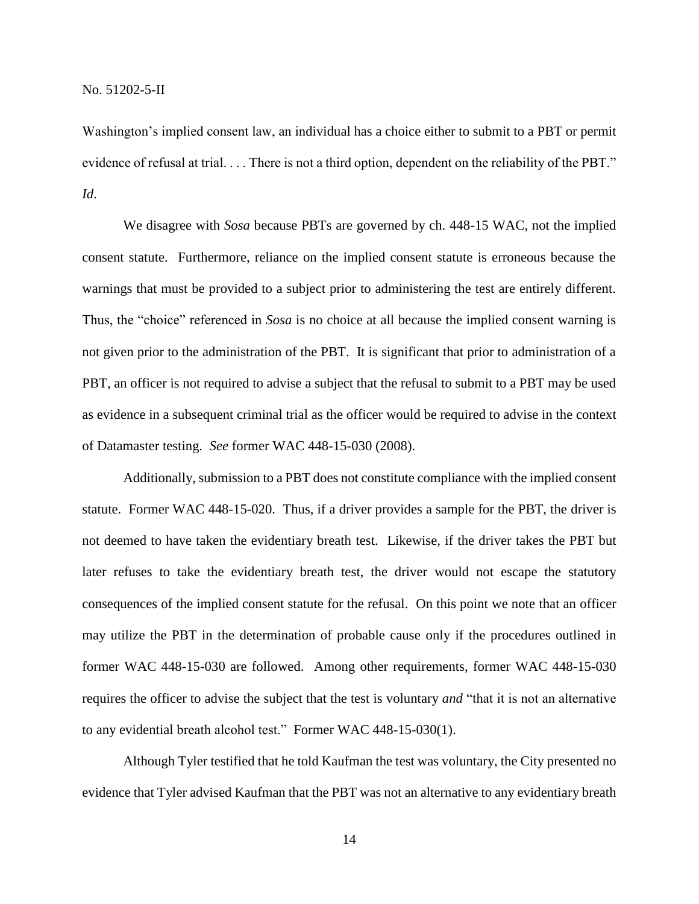Washington's implied consent law, an individual has a choice either to submit to a PBT or permit evidence of refusal at trial. . . . There is not a third option, dependent on the reliability of the PBT." *Id*.

We disagree with *Sosa* because PBTs are governed by ch. 448-15 WAC, not the implied consent statute. Furthermore, reliance on the implied consent statute is erroneous because the warnings that must be provided to a subject prior to administering the test are entirely different. Thus, the "choice" referenced in *Sosa* is no choice at all because the implied consent warning is not given prior to the administration of the PBT. It is significant that prior to administration of a PBT, an officer is not required to advise a subject that the refusal to submit to a PBT may be used as evidence in a subsequent criminal trial as the officer would be required to advise in the context of Datamaster testing. *See* former WAC 448-15-030 (2008).

Additionally, submission to a PBT does not constitute compliance with the implied consent statute. Former WAC 448-15-020. Thus, if a driver provides a sample for the PBT, the driver is not deemed to have taken the evidentiary breath test. Likewise, if the driver takes the PBT but later refuses to take the evidentiary breath test, the driver would not escape the statutory consequences of the implied consent statute for the refusal. On this point we note that an officer may utilize the PBT in the determination of probable cause only if the procedures outlined in former WAC 448-15-030 are followed. Among other requirements, former WAC 448-15-030 requires the officer to advise the subject that the test is voluntary *and* "that it is not an alternative to any evidential breath alcohol test." Former WAC 448-15-030(1).

Although Tyler testified that he told Kaufman the test was voluntary, the City presented no evidence that Tyler advised Kaufman that the PBT was not an alternative to any evidentiary breath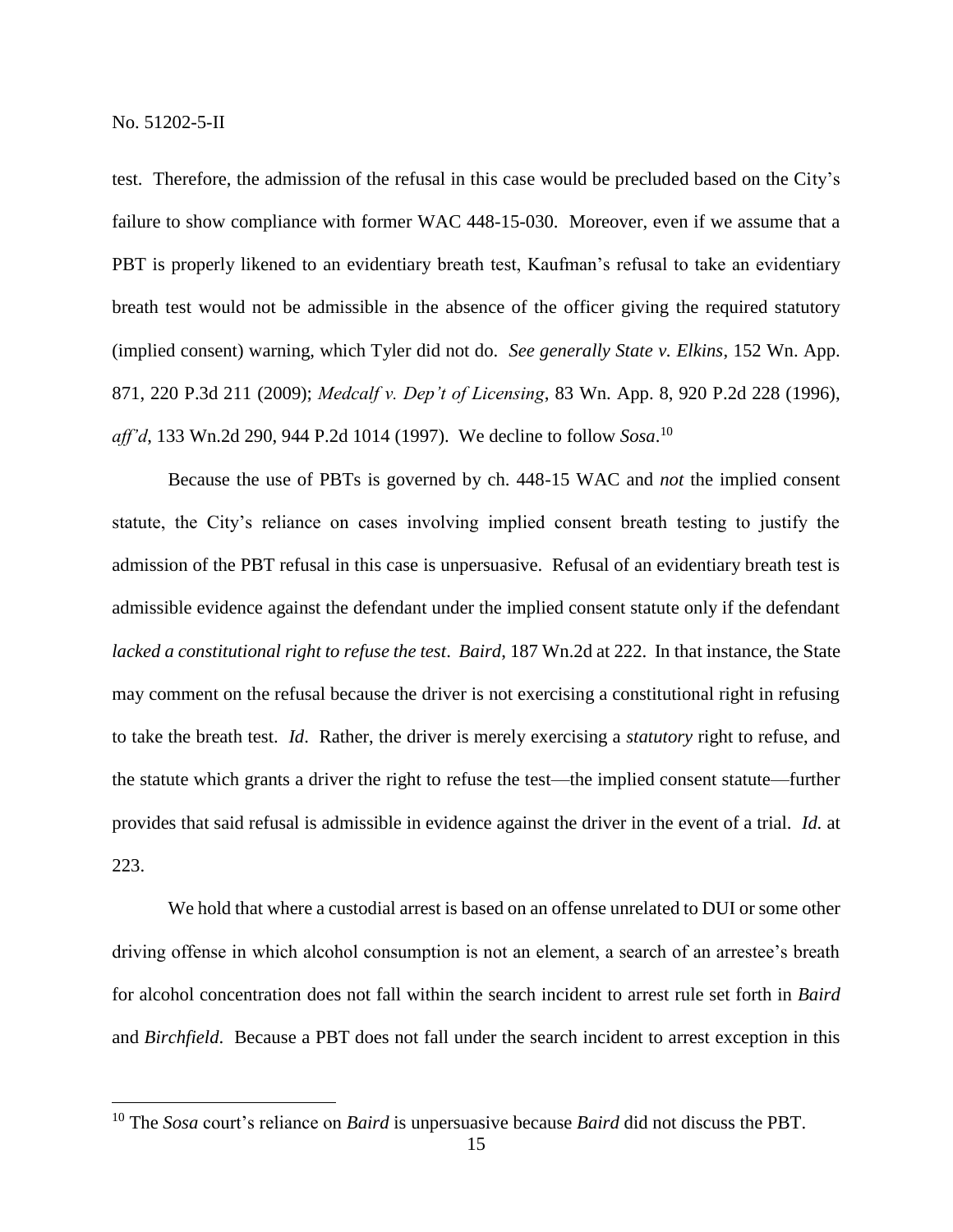test. Therefore, the admission of the refusal in this case would be precluded based on the City's failure to show compliance with former WAC 448-15-030. Moreover, even if we assume that a PBT is properly likened to an evidentiary breath test, Kaufman's refusal to take an evidentiary breath test would not be admissible in the absence of the officer giving the required statutory (implied consent) warning, which Tyler did not do. *See generally State v. Elkins*, 152 Wn. App. 871, 220 P.3d 211 (2009); *Medcalf v. Dep't of Licensing*, 83 Wn. App. 8, 920 P.2d 228 (1996), *aff'd*, 133 Wn.2d 290, 944 P.2d 1014 (1997). We decline to follow *Sosa*.[10]

Because the use of PBTs is governed by ch. 448-15 WAC and *not* the implied consent statute, the City's reliance on cases involving implied consent breath testing to justify the admission of the PBT refusal in this case is unpersuasive. Refusal of an evidentiary breath test is admissible evidence against the defendant under the implied consent statute only if the defendant *lacked a constitutional right to refuse the test*. *Baird*, 187 Wn.2d at 222. In that instance, the State may comment on the refusal because the driver is not exercising a constitutional right in refusing to take the breath test. *Id*. Rather, the driver is merely exercising a *statutory* right to refuse, and the statute which grants a driver the right to refuse the test—the implied consent statute—further provides that said refusal is admissible in evidence against the driver in the event of a trial. *Id.* at 223.

We hold that where a custodial arrest is based on an offense unrelated to DUI or some other driving offense in which alcohol consumption is not an element, a search of an arrestee's breath for alcohol concentration does not fall within the search incident to arrest rule set forth in *Baird* and *Birchfield*. Because a PBT does not fall under the search incident to arrest exception in this

---

[10] The *Sosa* court's reliance on *Baird* is unpersuasive because *Baird* did not discuss the PBT.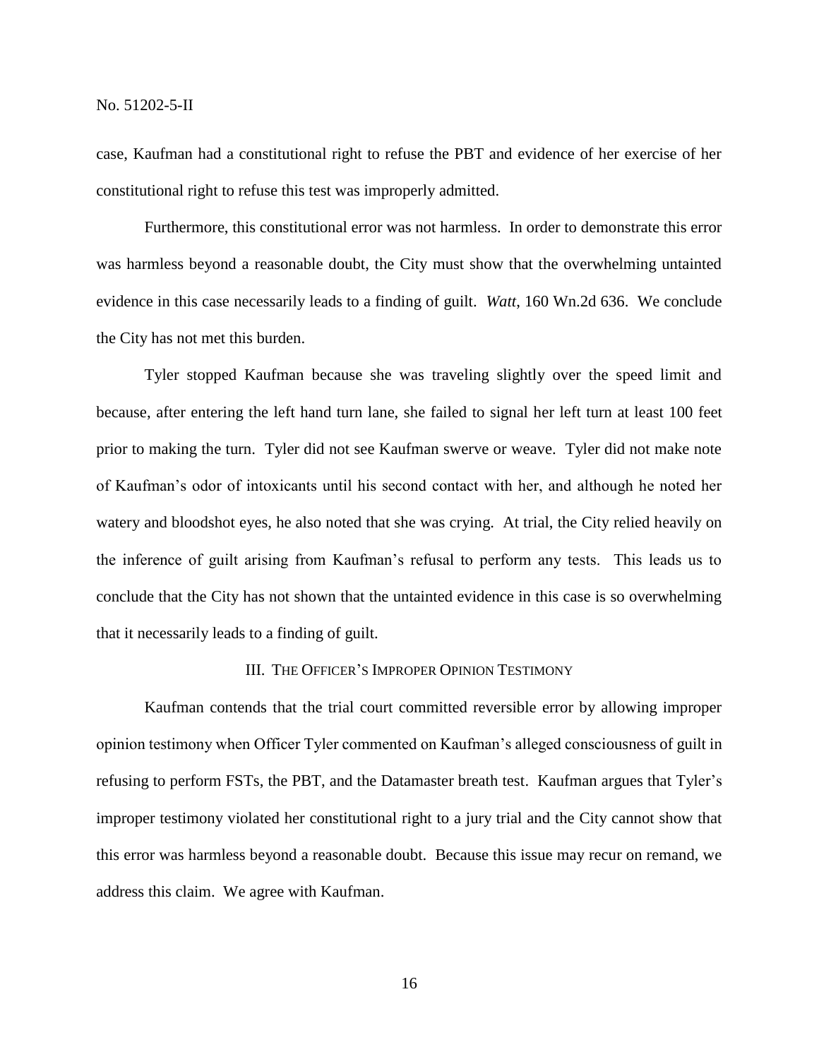case, Kaufman had a constitutional right to refuse the PBT and evidence of her exercise of her constitutional right to refuse this test was improperly admitted.

Furthermore, this constitutional error was not harmless. In order to demonstrate this error was harmless beyond a reasonable doubt, the City must show that the overwhelming untainted evidence in this case necessarily leads to a finding of guilt. *Watt*, 160 Wn.2d 636. We conclude the City has not met this burden.

Tyler stopped Kaufman because she was traveling slightly over the speed limit and because, after entering the left hand turn lane, she failed to signal her left turn at least 100 feet prior to making the turn. Tyler did not see Kaufman swerve or weave. Tyler did not make note of Kaufman's odor of intoxicants until his second contact with her, and although he noted her watery and bloodshot eyes, he also noted that she was crying. At trial, the City relied heavily on the inference of guilt arising from Kaufman's refusal to perform any tests. This leads us to conclude that the City has not shown that the untainted evidence in this case is so overwhelming that it necessarily leads to a finding of guilt.

### III. The Officer's Improper Opinion Testimony

Kaufman contends that the trial court committed reversible error by allowing improper opinion testimony when Officer Tyler commented on Kaufman's alleged consciousness of guilt in refusing to perform FSTs, the PBT, and the Datamaster breath test. Kaufman argues that Tyler's improper testimony violated her constitutional right to a jury trial and the City cannot show that this error was harmless beyond a reasonable doubt. Because this issue may recur on remand, we address this claim. We agree with Kaufman.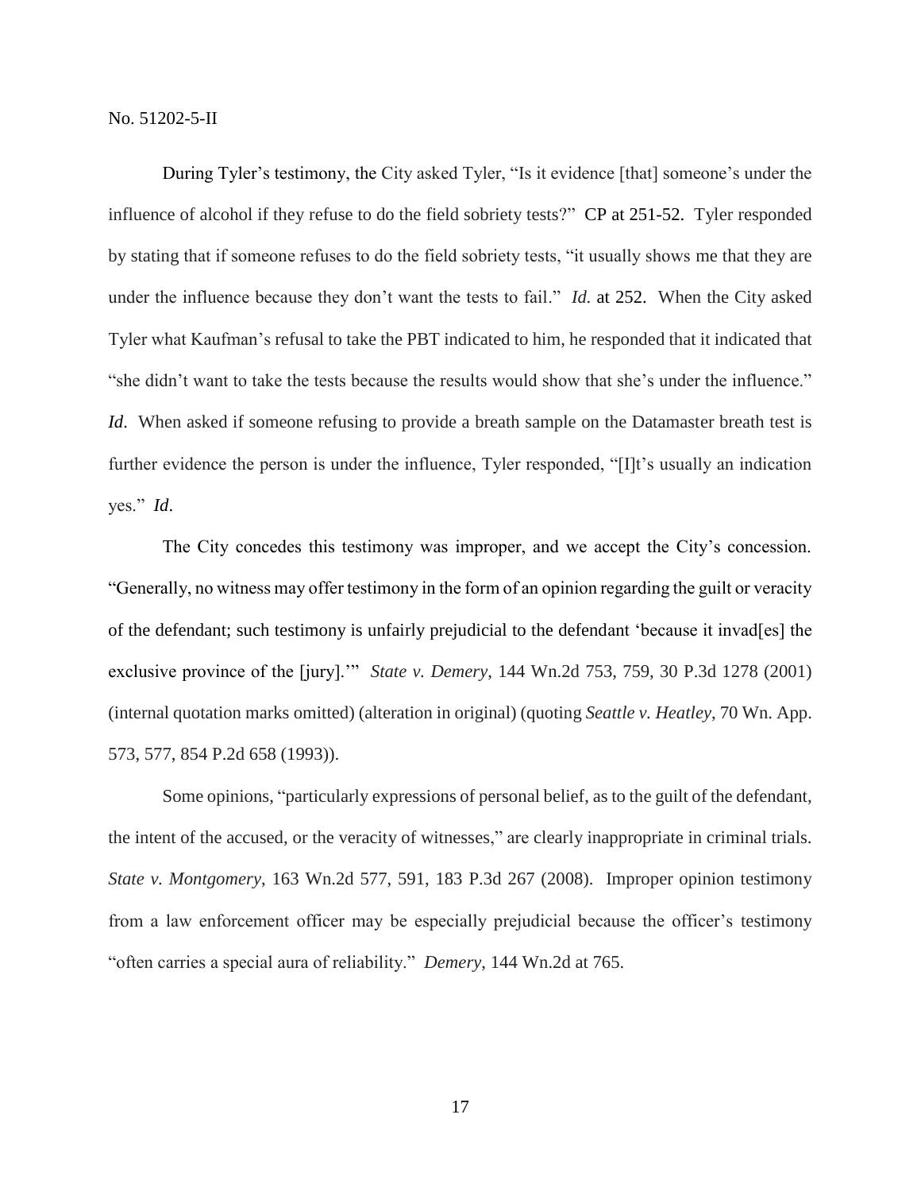During Tyler's testimony, the City asked Tyler, "Is it evidence [that] someone's under the influence of alcohol if they refuse to do the field sobriety tests?" CP at 251-52. Tyler responded by stating that if someone refuses to do the field sobriety tests, "it usually shows me that they are under the influence because they don't want the tests to fail." *Id.* at 252. When the City asked Tyler what Kaufman's refusal to take the PBT indicated to him, he responded that it indicated that "she didn't want to take the tests because the results would show that she's under the influence." *Id*. When asked if someone refusing to provide a breath sample on the Datamaster breath test is further evidence the person is under the influence, Tyler responded, "[I]t's usually an indication yes." *Id*.

The City concedes this testimony was improper, and we accept the City's concession. "Generally, no witness may offer testimony in the form of an opinion regarding the guilt or veracity of the defendant; such testimony is unfairly prejudicial to the defendant 'because it invad[es] the exclusive province of the [jury].'" *State v. Demery*, 144 Wn.2d 753, 759, 30 P.3d 1278 (2001) (internal quotation marks omitted) (alteration in original) (quoting *Seattle v. Heatley*, 70 Wn. App. 573, 577, 854 P.2d 658 (1993)).

Some opinions, "particularly expressions of personal belief, as to the guilt of the defendant, the intent of the accused, or the veracity of witnesses," are clearly inappropriate in criminal trials. *State v. Montgomery*, 163 Wn.2d 577, 591, 183 P.3d 267 (2008). Improper opinion testimony from a law enforcement officer may be especially prejudicial because the officer's testimony "often carries a special aura of reliability." *Demery*, 144 Wn.2d at 765.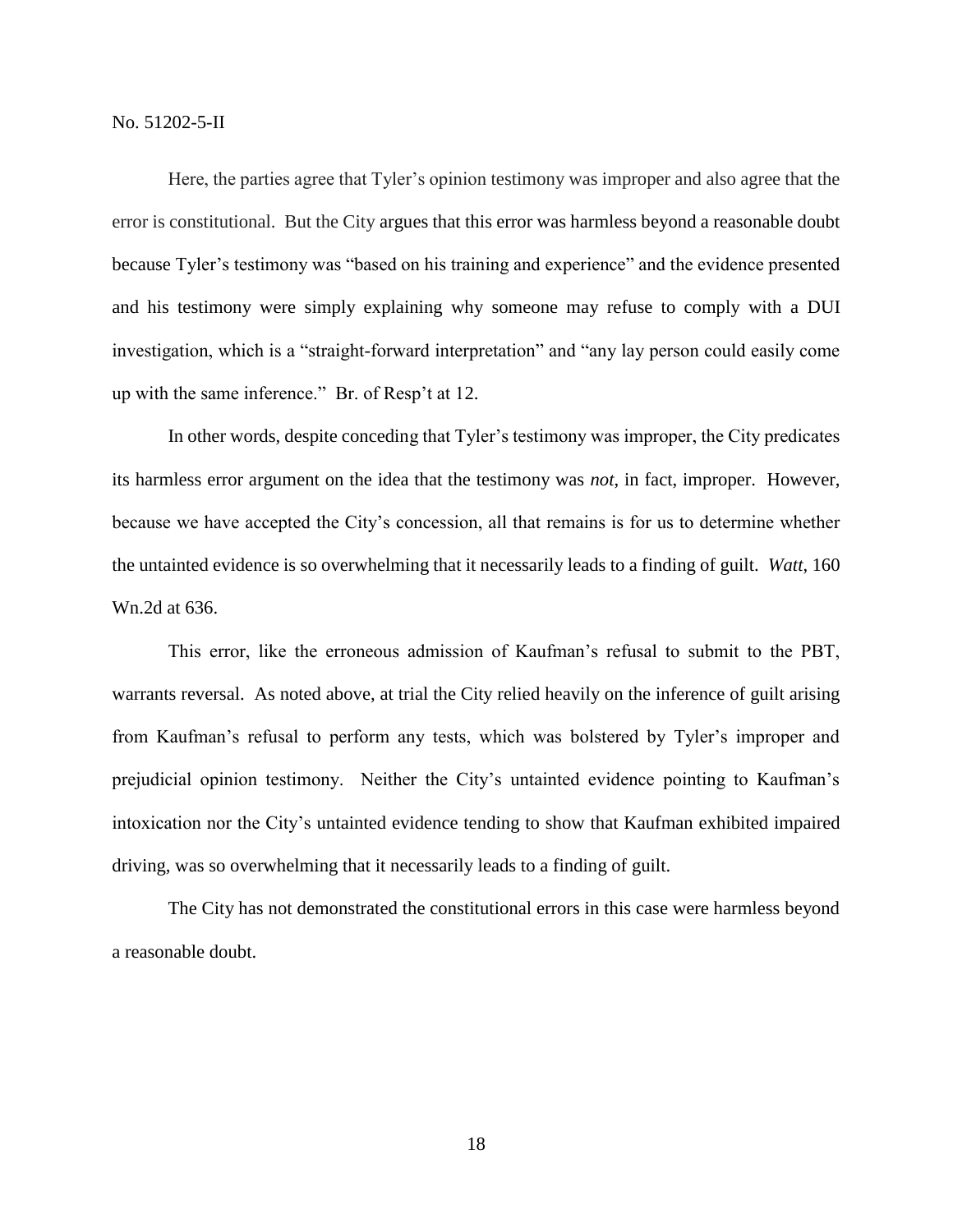Here, the parties agree that Tyler's opinion testimony was improper and also agree that the error is constitutional. But the City argues that this error was harmless beyond a reasonable doubt because Tyler's testimony was "based on his training and experience" and the evidence presented and his testimony were simply explaining why someone may refuse to comply with a DUI investigation, which is a "straight-forward interpretation" and "any lay person could easily come up with the same inference." Br. of Resp't at 12.

In other words, despite conceding that Tyler's testimony was improper, the City predicates its harmless error argument on the idea that the testimony was *not*, in fact, improper. However, because we have accepted the City's concession, all that remains is for us to determine whether the untainted evidence is so overwhelming that it necessarily leads to a finding of guilt. *Watt*, 160 Wn.2d at 636.

This error, like the erroneous admission of Kaufman's refusal to submit to the PBT, warrants reversal. As noted above, at trial the City relied heavily on the inference of guilt arising from Kaufman's refusal to perform any tests, which was bolstered by Tyler's improper and prejudicial opinion testimony. Neither the City's untainted evidence pointing to Kaufman's intoxication nor the City's untainted evidence tending to show that Kaufman exhibited impaired driving, was so overwhelming that it necessarily leads to a finding of guilt.

The City has not demonstrated the constitutional errors in this case were harmless beyond a reasonable doubt.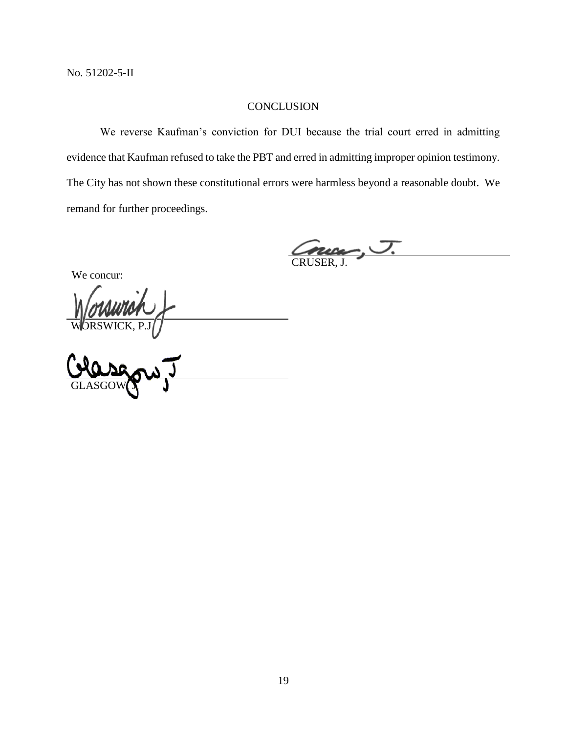No. 51202-5-II

## CONCLUSION

We reverse Kaufman's conviction for DUI because the trial court erred in admitting evidence that Kaufman refused to take the PBT and erred in admitting improper opinion testimony. The City has not shown these constitutional errors were harmless beyond a reasonable doubt. We remand for further proceedings.

CRUSER, J.

We concur:

WORSWICK, P.J.

GLASGOW, J.